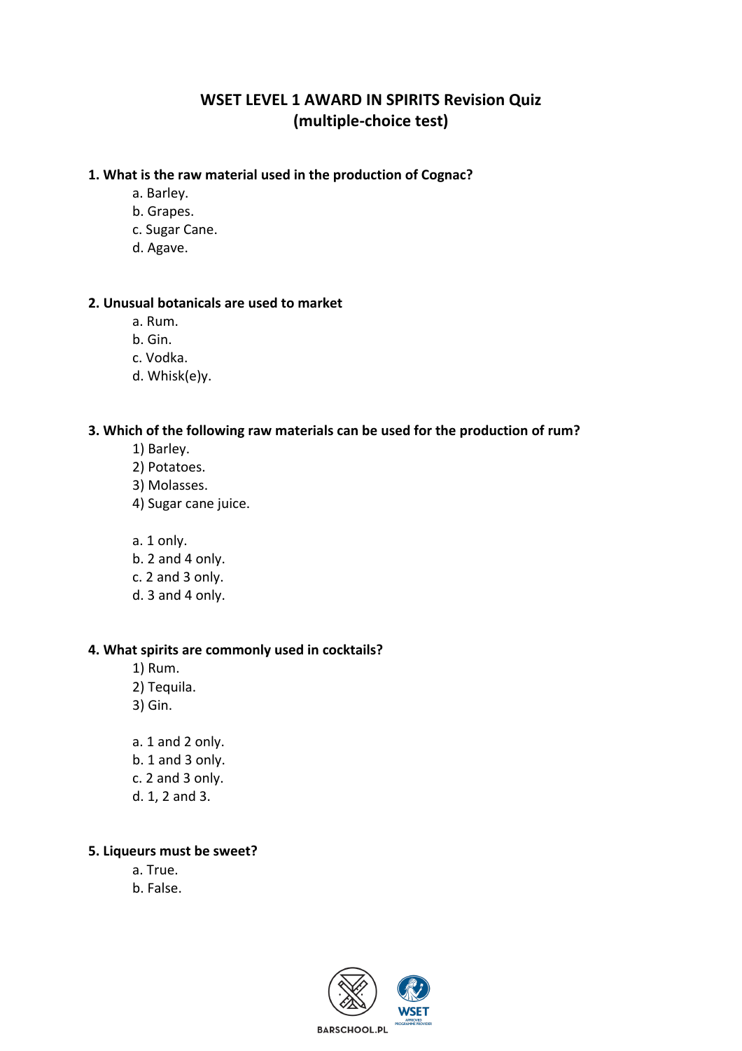# WSET LEVEL 1 AWARD IN SPIRITS Revision Quiz (multiple-choice test)

**1. What is the raw material used in the production of Cognac?**

a. Barley.
b. Grapes.
c. Sugar Cane.
d. Agave.

**2. Unusual botanicals are used to market**

a. Rum.
b. Gin.
c. Vodka.
d. Whisk(e)y.

**3. Which of the following raw materials can be used for the production of rum?**

1) Barley.
2) Potatoes.
3) Molasses.
4) Sugar cane juice.

a. 1 only.
b. 2 and 4 only.
c. 2 and 3 only.
d. 3 and 4 only.

**4. What spirits are commonly used in cocktails?**

1) Rum.
2) Tequila.
3) Gin.

a. 1 and 2 only.
b. 1 and 3 only.
c. 2 and 3 only.
d. 1, 2 and 3.

**5. Liqueurs must be sweet?**

a. True.
b. False.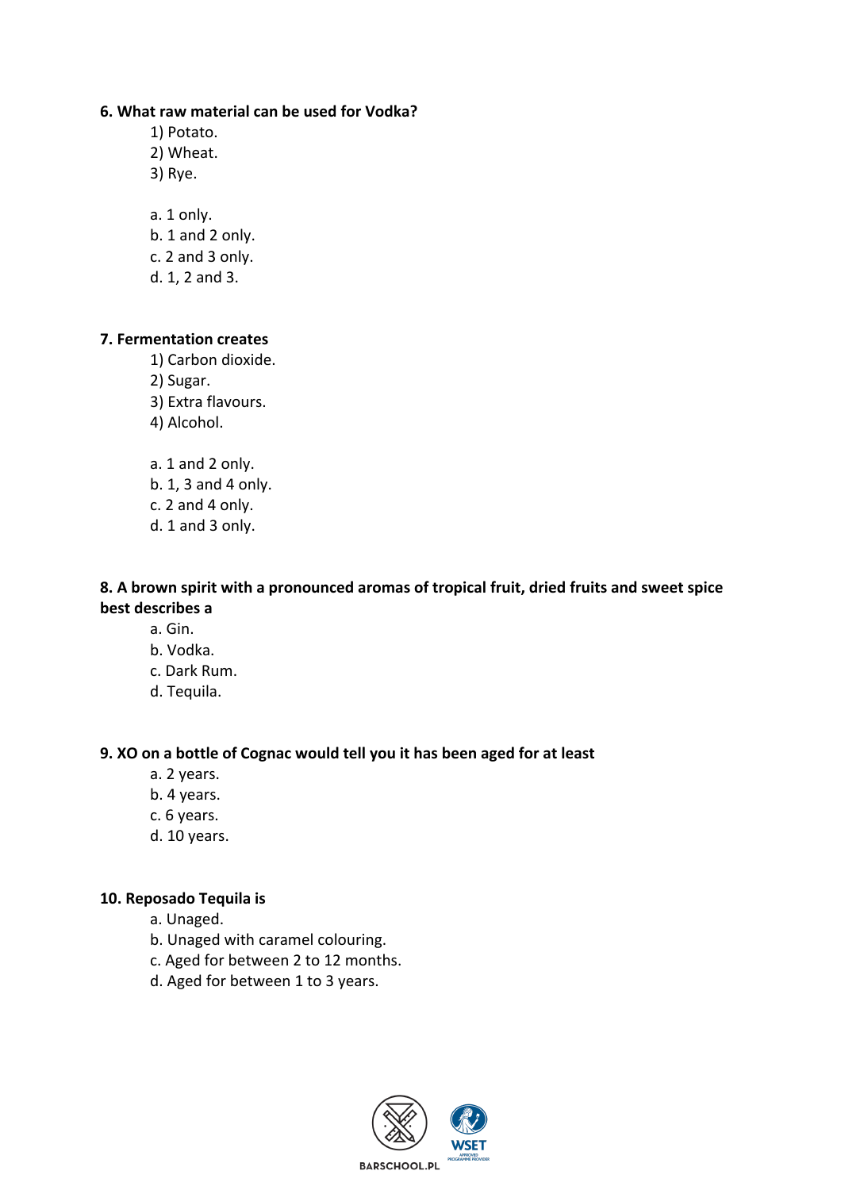**6. What raw material can be used for Vodka?**

1) Potato.
2) Wheat.
3) Rye.

a. 1 only.
b. 1 and 2 only.
c. 2 and 3 only.
d. 1, 2 and 3.

**7. Fermentation creates**

1) Carbon dioxide.
2) Sugar.
3) Extra flavours.
4) Alcohol.

a. 1 and 2 only.
b. 1, 3 and 4 only.
c. 2 and 4 only.
d. 1 and 3 only.

**8. A brown spirit with a pronounced aromas of tropical fruit, dried fruits and sweet spice best describes a**

a. Gin.
b. Vodka.
c. Dark Rum.
d. Tequila.

**9. XO on a bottle of Cognac would tell you it has been aged for at least**

a. 2 years.
b. 4 years.
c. 6 years.
d. 10 years.

**10. Reposado Tequila is**

a. Unaged.
b. Unaged with caramel colouring.
c. Aged for between 2 to 12 months.
d. Aged for between 1 to 3 years.

BARSCHOOL.PL

WSET APPROVED PROGRAMME PROVIDER